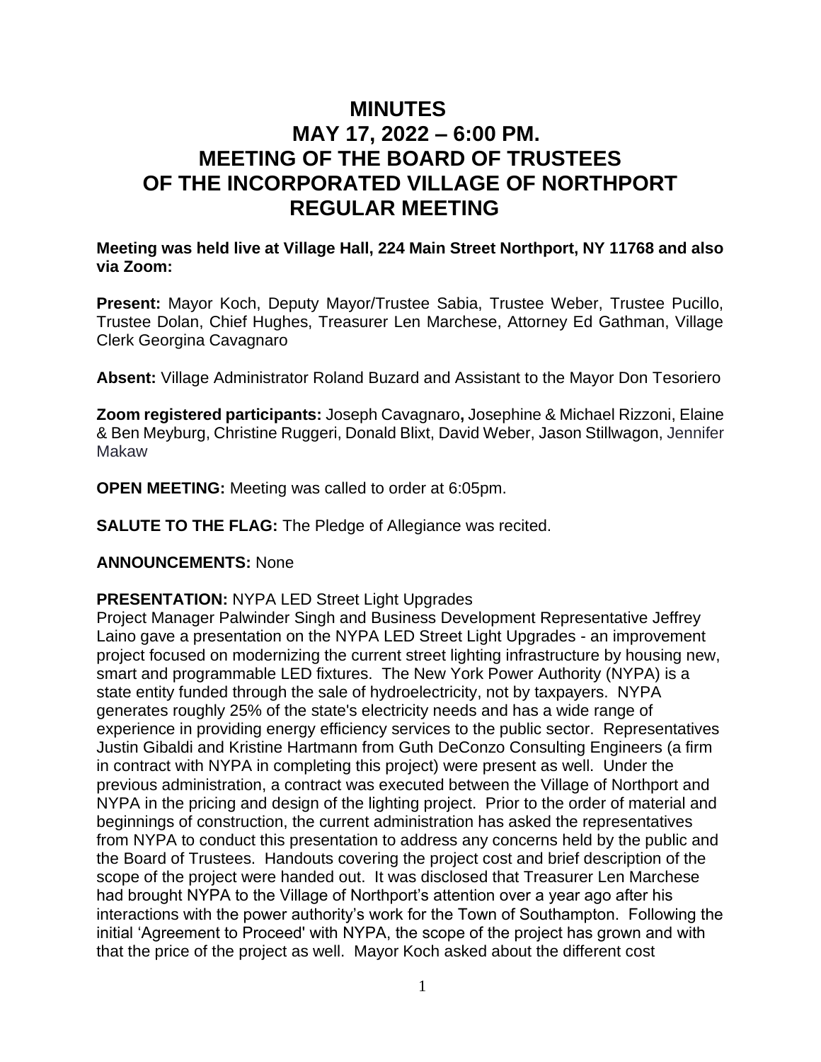# MINUTES
# MAY 17, 2022 – 6:00 PM.
# MEETING OF THE BOARD OF TRUSTEES
# OF THE INCORPORATED VILLAGE OF NORTHPORT
# REGULAR MEETING

**Meeting was held live at Village Hall, 224 Main Street Northport, NY 11768 and also via Zoom:**

**Present:** Mayor Koch, Deputy Mayor/Trustee Sabia, Trustee Weber, Trustee Pucillo, Trustee Dolan, Chief Hughes, Treasurer Len Marchese, Attorney Ed Gathman, Village Clerk Georgina Cavagnaro

**Absent:** Village Administrator Roland Buzard and Assistant to the Mayor Don Tesoriero

**Zoom registered participants:** Joseph Cavagnaro**,** Josephine & Michael Rizzoni, Elaine & Ben Meyburg, Christine Ruggeri, Donald Blixt, David Weber, Jason Stillwagon, Jennifer Makaw

**OPEN MEETING:** Meeting was called to order at 6:05pm.

**SALUTE TO THE FLAG:** The Pledge of Allegiance was recited.

**ANNOUNCEMENTS:** None

**PRESENTATION:** NYPA LED Street Light Upgrades
Project Manager Palwinder Singh and Business Development Representative Jeffrey Laino gave a presentation on the NYPA LED Street Light Upgrades - an improvement project focused on modernizing the current street lighting infrastructure by housing new, smart and programmable LED fixtures. The New York Power Authority (NYPA) is a state entity funded through the sale of hydroelectricity, not by taxpayers. NYPA generates roughly 25% of the state's electricity needs and has a wide range of experience in providing energy efficiency services to the public sector. Representatives Justin Gibaldi and Kristine Hartmann from Guth DeConzo Consulting Engineers (a firm in contract with NYPA in completing this project) were present as well. Under the previous administration, a contract was executed between the Village of Northport and NYPA in the pricing and design of the lighting project. Prior to the order of material and beginnings of construction, the current administration has asked the representatives from NYPA to conduct this presentation to address any concerns held by the public and the Board of Trustees. Handouts covering the project cost and brief description of the scope of the project were handed out. It was disclosed that Treasurer Len Marchese had brought NYPA to the Village of Northport's attention over a year ago after his interactions with the power authority's work for the Town of Southampton. Following the initial 'Agreement to Proceed' with NYPA, the scope of the project has grown and with that the price of the project as well. Mayor Koch asked about the different cost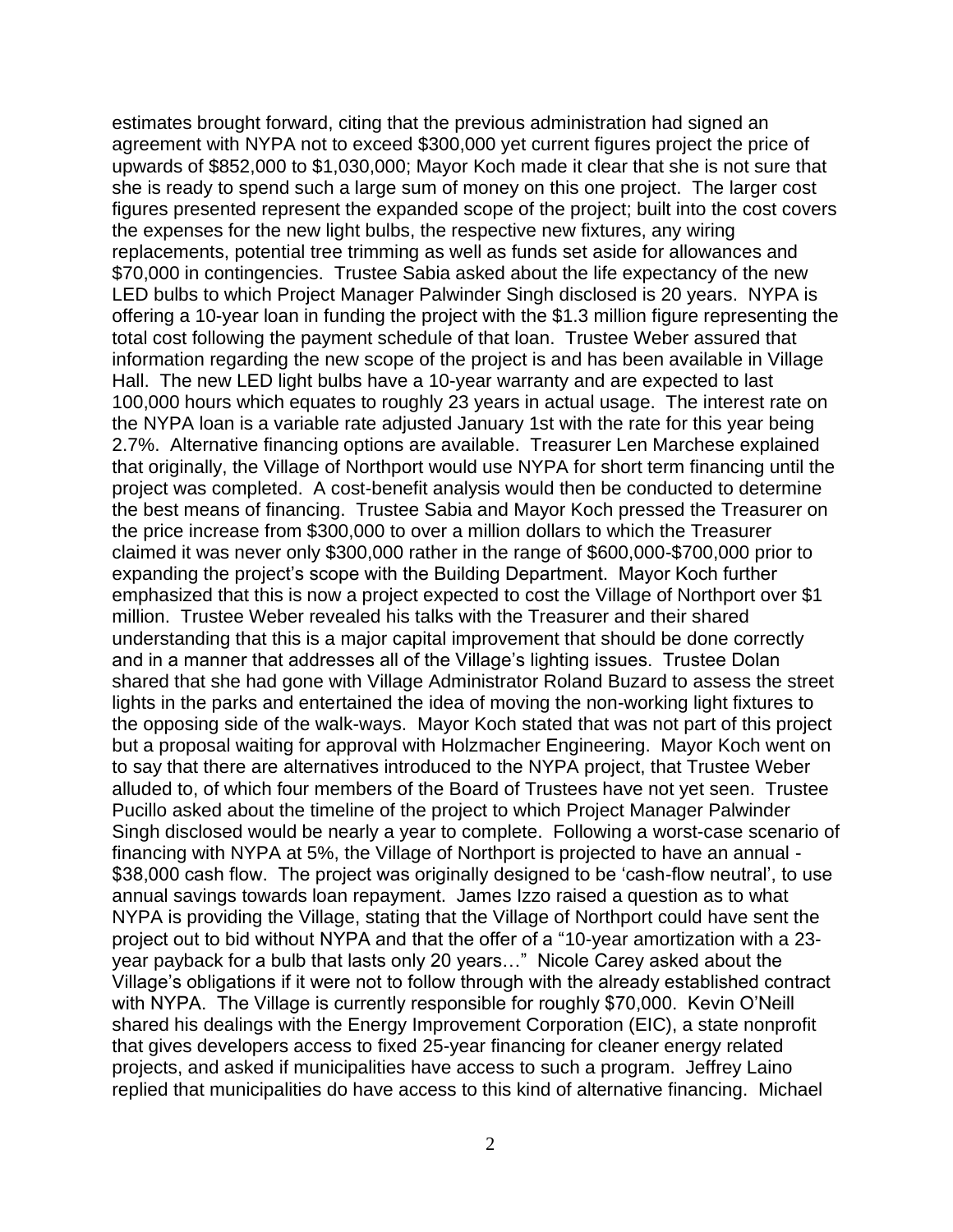estimates brought forward, citing that the previous administration had signed an agreement with NYPA not to exceed $300,000 yet current figures project the price of upwards of $852,000 to $1,030,000; Mayor Koch made it clear that she is not sure that she is ready to spend such a large sum of money on this one project. The larger cost figures presented represent the expanded scope of the project; built into the cost covers the expenses for the new light bulbs, the respective new fixtures, any wiring replacements, potential tree trimming as well as funds set aside for allowances and $70,000 in contingencies. Trustee Sabia asked about the life expectancy of the new LED bulbs to which Project Manager Palwinder Singh disclosed is 20 years. NYPA is offering a 10-year loan in funding the project with the $1.3 million figure representing the total cost following the payment schedule of that loan. Trustee Weber assured that information regarding the new scope of the project is and has been available in Village Hall. The new LED light bulbs have a 10-year warranty and are expected to last 100,000 hours which equates to roughly 23 years in actual usage. The interest rate on the NYPA loan is a variable rate adjusted January 1st with the rate for this year being 2.7%. Alternative financing options are available. Treasurer Len Marchese explained that originally, the Village of Northport would use NYPA for short term financing until the project was completed. A cost-benefit analysis would then be conducted to determine the best means of financing. Trustee Sabia and Mayor Koch pressed the Treasurer on the price increase from $300,000 to over a million dollars to which the Treasurer claimed it was never only $300,000 rather in the range of $600,000-$700,000 prior to expanding the project's scope with the Building Department. Mayor Koch further emphasized that this is now a project expected to cost the Village of Northport over $1 million. Trustee Weber revealed his talks with the Treasurer and their shared understanding that this is a major capital improvement that should be done correctly and in a manner that addresses all of the Village's lighting issues. Trustee Dolan shared that she had gone with Village Administrator Roland Buzard to assess the street lights in the parks and entertained the idea of moving the non-working light fixtures to the opposing side of the walk-ways. Mayor Koch stated that was not part of this project but a proposal waiting for approval with Holzmacher Engineering. Mayor Koch went on to say that there are alternatives introduced to the NYPA project, that Trustee Weber alluded to, of which four members of the Board of Trustees have not yet seen. Trustee Pucillo asked about the timeline of the project to which Project Manager Palwinder Singh disclosed would be nearly a year to complete. Following a worst-case scenario of financing with NYPA at 5%, the Village of Northport is projected to have an annual -$38,000 cash flow. The project was originally designed to be 'cash-flow neutral', to use annual savings towards loan repayment. James Izzo raised a question as to what NYPA is providing the Village, stating that the Village of Northport could have sent the project out to bid without NYPA and that the offer of a "10-year amortization with a 23-year payback for a bulb that lasts only 20 years…" Nicole Carey asked about the Village's obligations if it were not to follow through with the already established contract with NYPA. The Village is currently responsible for roughly $70,000. Kevin O'Neill shared his dealings with the Energy Improvement Corporation (EIC), a state nonprofit that gives developers access to fixed 25-year financing for cleaner energy related projects, and asked if municipalities have access to such a program. Jeffrey Laino replied that municipalities do have access to this kind of alternative financing. Michael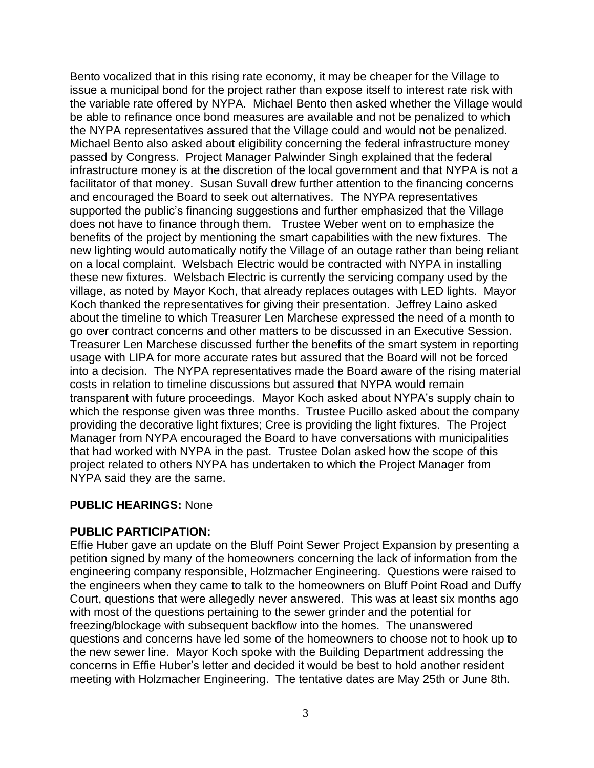Bento vocalized that in this rising rate economy, it may be cheaper for the Village to issue a municipal bond for the project rather than expose itself to interest rate risk with the variable rate offered by NYPA. Michael Bento then asked whether the Village would be able to refinance once bond measures are available and not be penalized to which the NYPA representatives assured that the Village could and would not be penalized. Michael Bento also asked about eligibility concerning the federal infrastructure money passed by Congress. Project Manager Palwinder Singh explained that the federal infrastructure money is at the discretion of the local government and that NYPA is not a facilitator of that money. Susan Suvall drew further attention to the financing concerns and encouraged the Board to seek out alternatives. The NYPA representatives supported the public's financing suggestions and further emphasized that the Village does not have to finance through them. Trustee Weber went on to emphasize the benefits of the project by mentioning the smart capabilities with the new fixtures. The new lighting would automatically notify the Village of an outage rather than being reliant on a local complaint. Welsbach Electric would be contracted with NYPA in installing these new fixtures. Welsbach Electric is currently the servicing company used by the village, as noted by Mayor Koch, that already replaces outages with LED lights. Mayor Koch thanked the representatives for giving their presentation. Jeffrey Laino asked about the timeline to which Treasurer Len Marchese expressed the need of a month to go over contract concerns and other matters to be discussed in an Executive Session. Treasurer Len Marchese discussed further the benefits of the smart system in reporting usage with LIPA for more accurate rates but assured that the Board will not be forced into a decision. The NYPA representatives made the Board aware of the rising material costs in relation to timeline discussions but assured that NYPA would remain transparent with future proceedings. Mayor Koch asked about NYPA's supply chain to which the response given was three months. Trustee Pucillo asked about the company providing the decorative light fixtures; Cree is providing the light fixtures. The Project Manager from NYPA encouraged the Board to have conversations with municipalities that had worked with NYPA in the past. Trustee Dolan asked how the scope of this project related to others NYPA has undertaken to which the Project Manager from NYPA said they are the same.

**PUBLIC HEARINGS:** None

**PUBLIC PARTICIPATION:**

Effie Huber gave an update on the Bluff Point Sewer Project Expansion by presenting a petition signed by many of the homeowners concerning the lack of information from the engineering company responsible, Holzmacher Engineering. Questions were raised to the engineers when they came to talk to the homeowners on Bluff Point Road and Duffy Court, questions that were allegedly never answered. This was at least six months ago with most of the questions pertaining to the sewer grinder and the potential for freezing/blockage with subsequent backflow into the homes. The unanswered questions and concerns have led some of the homeowners to choose not to hook up to the new sewer line. Mayor Koch spoke with the Building Department addressing the concerns in Effie Huber's letter and decided it would be best to hold another resident meeting with Holzmacher Engineering. The tentative dates are May 25th or June 8th.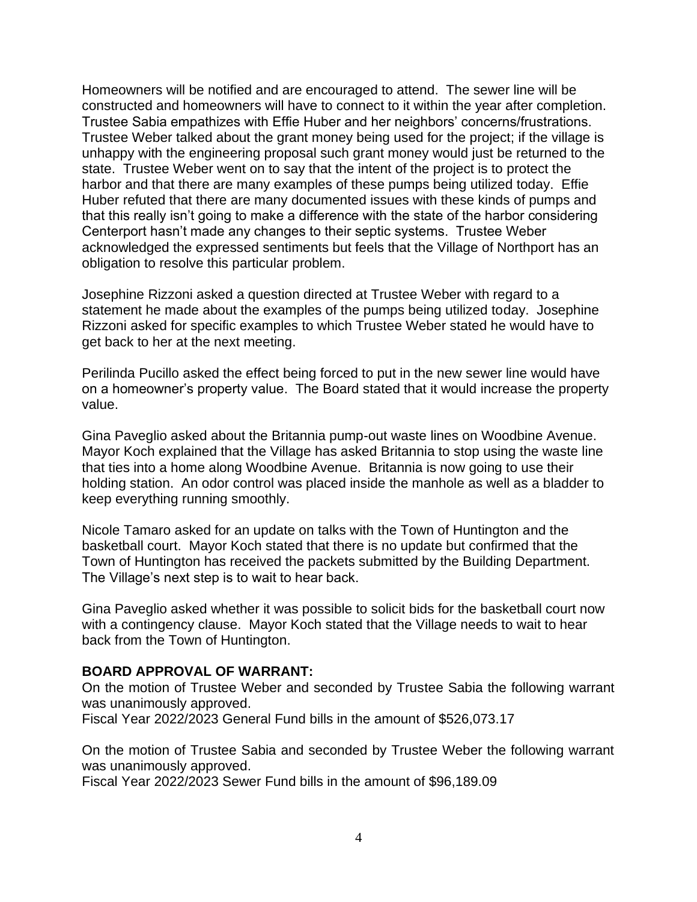Homeowners will be notified and are encouraged to attend. The sewer line will be constructed and homeowners will have to connect to it within the year after completion. Trustee Sabia empathizes with Effie Huber and her neighbors' concerns/frustrations. Trustee Weber talked about the grant money being used for the project; if the village is unhappy with the engineering proposal such grant money would just be returned to the state. Trustee Weber went on to say that the intent of the project is to protect the harbor and that there are many examples of these pumps being utilized today. Effie Huber refuted that there are many documented issues with these kinds of pumps and that this really isn't going to make a difference with the state of the harbor considering Centerport hasn't made any changes to their septic systems. Trustee Weber acknowledged the expressed sentiments but feels that the Village of Northport has an obligation to resolve this particular problem.

Josephine Rizzoni asked a question directed at Trustee Weber with regard to a statement he made about the examples of the pumps being utilized today. Josephine Rizzoni asked for specific examples to which Trustee Weber stated he would have to get back to her at the next meeting.

Perilinda Pucillo asked the effect being forced to put in the new sewer line would have on a homeowner's property value. The Board stated that it would increase the property value.

Gina Paveglio asked about the Britannia pump-out waste lines on Woodbine Avenue. Mayor Koch explained that the Village has asked Britannia to stop using the waste line that ties into a home along Woodbine Avenue. Britannia is now going to use their holding station. An odor control was placed inside the manhole as well as a bladder to keep everything running smoothly.

Nicole Tamaro asked for an update on talks with the Town of Huntington and the basketball court. Mayor Koch stated that there is no update but confirmed that the Town of Huntington has received the packets submitted by the Building Department. The Village's next step is to wait to hear back.

Gina Paveglio asked whether it was possible to solicit bids for the basketball court now with a contingency clause. Mayor Koch stated that the Village needs to wait to hear back from the Town of Huntington.

**BOARD APPROVAL OF WARRANT:**

On the motion of Trustee Weber and seconded by Trustee Sabia the following warrant was unanimously approved.
Fiscal Year 2022/2023 General Fund bills in the amount of $526,073.17

On the motion of Trustee Sabia and seconded by Trustee Weber the following warrant was unanimously approved.
Fiscal Year 2022/2023 Sewer Fund bills in the amount of $96,189.09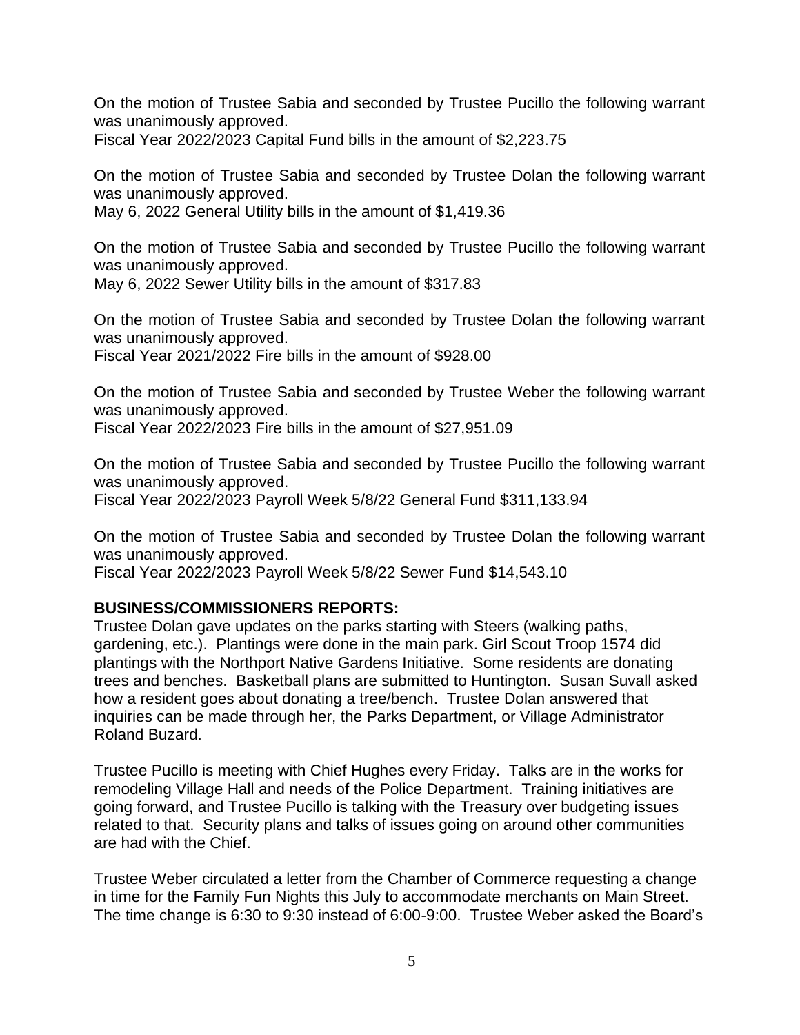On the motion of Trustee Sabia and seconded by Trustee Pucillo the following warrant was unanimously approved.
Fiscal Year 2022/2023 Capital Fund bills in the amount of $2,223.75

On the motion of Trustee Sabia and seconded by Trustee Dolan the following warrant was unanimously approved.
May 6, 2022 General Utility bills in the amount of $1,419.36

On the motion of Trustee Sabia and seconded by Trustee Pucillo the following warrant was unanimously approved.
May 6, 2022 Sewer Utility bills in the amount of $317.83

On the motion of Trustee Sabia and seconded by Trustee Dolan the following warrant was unanimously approved.
Fiscal Year 2021/2022 Fire bills in the amount of $928.00

On the motion of Trustee Sabia and seconded by Trustee Weber the following warrant was unanimously approved.
Fiscal Year 2022/2023 Fire bills in the amount of $27,951.09

On the motion of Trustee Sabia and seconded by Trustee Pucillo the following warrant was unanimously approved.
Fiscal Year 2022/2023 Payroll Week 5/8/22 General Fund $311,133.94

On the motion of Trustee Sabia and seconded by Trustee Dolan the following warrant was unanimously approved.
Fiscal Year 2022/2023 Payroll Week 5/8/22 Sewer Fund $14,543.10

**BUSINESS/COMMISSIONERS REPORTS:**

Trustee Dolan gave updates on the parks starting with Steers (walking paths, gardening, etc.). Plantings were done in the main park. Girl Scout Troop 1574 did plantings with the Northport Native Gardens Initiative. Some residents are donating trees and benches. Basketball plans are submitted to Huntington. Susan Suvall asked how a resident goes about donating a tree/bench. Trustee Dolan answered that inquiries can be made through her, the Parks Department, or Village Administrator Roland Buzard.

Trustee Pucillo is meeting with Chief Hughes every Friday. Talks are in the works for remodeling Village Hall and needs of the Police Department. Training initiatives are going forward, and Trustee Pucillo is talking with the Treasury over budgeting issues related to that. Security plans and talks of issues going on around other communities are had with the Chief.

Trustee Weber circulated a letter from the Chamber of Commerce requesting a change in time for the Family Fun Nights this July to accommodate merchants on Main Street. The time change is 6:30 to 9:30 instead of 6:00-9:00. Trustee Weber asked the Board's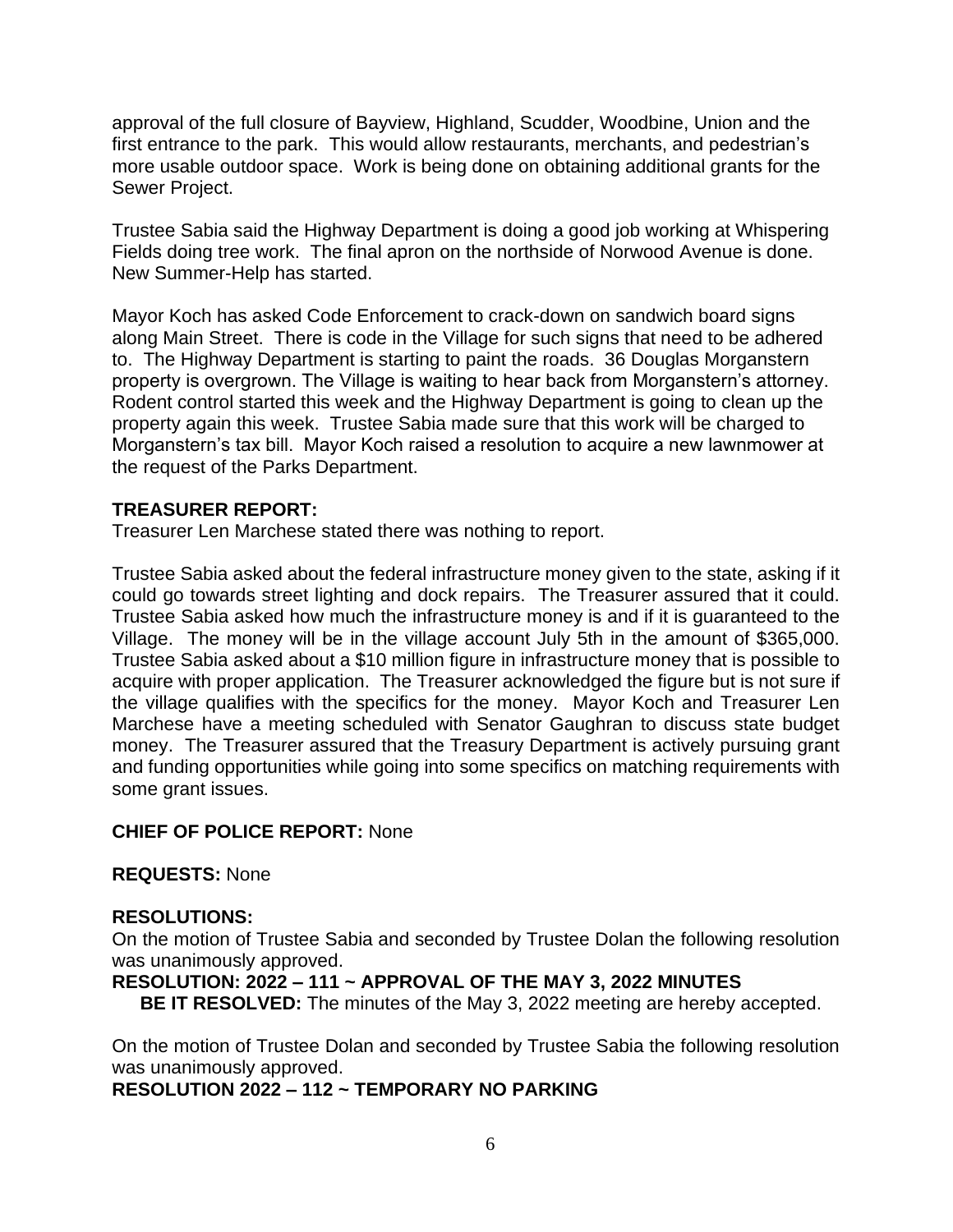approval of the full closure of Bayview, Highland, Scudder, Woodbine, Union and the first entrance to the park. This would allow restaurants, merchants, and pedestrian's more usable outdoor space. Work is being done on obtaining additional grants for the Sewer Project.

Trustee Sabia said the Highway Department is doing a good job working at Whispering Fields doing tree work. The final apron on the northside of Norwood Avenue is done. New Summer-Help has started.

Mayor Koch has asked Code Enforcement to crack-down on sandwich board signs along Main Street. There is code in the Village for such signs that need to be adhered to. The Highway Department is starting to paint the roads. 36 Douglas Morganstern property is overgrown. The Village is waiting to hear back from Morganstern's attorney. Rodent control started this week and the Highway Department is going to clean up the property again this week. Trustee Sabia made sure that this work will be charged to Morganstern's tax bill. Mayor Koch raised a resolution to acquire a new lawnmower at the request of the Parks Department.

**TREASURER REPORT:**
Treasurer Len Marchese stated there was nothing to report.

Trustee Sabia asked about the federal infrastructure money given to the state, asking if it could go towards street lighting and dock repairs. The Treasurer assured that it could. Trustee Sabia asked how much the infrastructure money is and if it is guaranteed to the Village. The money will be in the village account July 5th in the amount of $365,000. Trustee Sabia asked about a $10 million figure in infrastructure money that is possible to acquire with proper application. The Treasurer acknowledged the figure but is not sure if the village qualifies with the specifics for the money. Mayor Koch and Treasurer Len Marchese have a meeting scheduled with Senator Gaughran to discuss state budget money. The Treasurer assured that the Treasury Department is actively pursuing grant and funding opportunities while going into some specifics on matching requirements with some grant issues.

**CHIEF OF POLICE REPORT:** None

**REQUESTS:** None

**RESOLUTIONS:**
On the motion of Trustee Sabia and seconded by Trustee Dolan the following resolution was unanimously approved.

**RESOLUTION: 2022 – 111 ~ APPROVAL OF THE MAY 3, 2022 MINUTES**

**BE IT RESOLVED:** The minutes of the May 3, 2022 meeting are hereby accepted.

On the motion of Trustee Dolan and seconded by Trustee Sabia the following resolution was unanimously approved.

**RESOLUTION 2022 – 112 ~ TEMPORARY NO PARKING**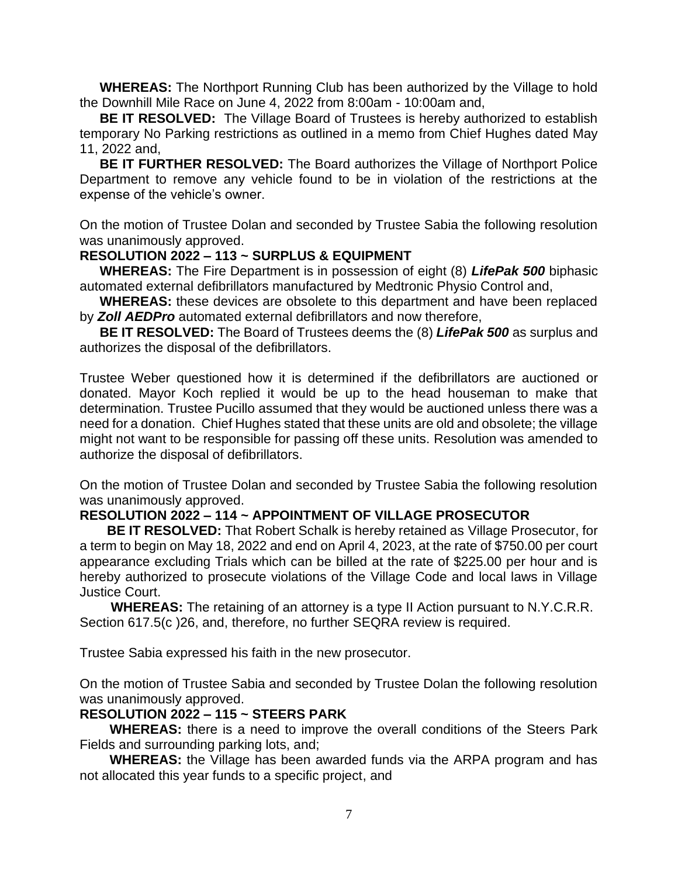**WHEREAS:** The Northport Running Club has been authorized by the Village to hold the Downhill Mile Race on June 4, 2022 from 8:00am - 10:00am and,

**BE IT RESOLVED:** The Village Board of Trustees is hereby authorized to establish temporary No Parking restrictions as outlined in a memo from Chief Hughes dated May 11, 2022 and,

**BE IT FURTHER RESOLVED:** The Board authorizes the Village of Northport Police Department to remove any vehicle found to be in violation of the restrictions at the expense of the vehicle's owner.

On the motion of Trustee Dolan and seconded by Trustee Sabia the following resolution was unanimously approved.

**RESOLUTION 2022 – 113 ~ SURPLUS & EQUIPMENT**

**WHEREAS:** The Fire Department is in possession of eight (8) ***LifePak 500*** biphasic automated external defibrillators manufactured by Medtronic Physio Control and,

**WHEREAS:** these devices are obsolete to this department and have been replaced by ***Zoll AEDPro*** automated external defibrillators and now therefore,

**BE IT RESOLVED:** The Board of Trustees deems the (8) ***LifePak 500*** as surplus and authorizes the disposal of the defibrillators.

Trustee Weber questioned how it is determined if the defibrillators are auctioned or donated. Mayor Koch replied it would be up to the head houseman to make that determination. Trustee Pucillo assumed that they would be auctioned unless there was a need for a donation. Chief Hughes stated that these units are old and obsolete; the village might not want to be responsible for passing off these units. Resolution was amended to authorize the disposal of defibrillators.

On the motion of Trustee Dolan and seconded by Trustee Sabia the following resolution was unanimously approved.

**RESOLUTION 2022 – 114 ~ APPOINTMENT OF VILLAGE PROSECUTOR**

**BE IT RESOLVED:** That Robert Schalk is hereby retained as Village Prosecutor, for a term to begin on May 18, 2022 and end on April 4, 2023, at the rate of $750.00 per court appearance excluding Trials which can be billed at the rate of $225.00 per hour and is hereby authorized to prosecute violations of the Village Code and local laws in Village Justice Court.

**WHEREAS:** The retaining of an attorney is a type II Action pursuant to N.Y.C.R.R. Section 617.5(c )26, and, therefore, no further SEQRA review is required.

Trustee Sabia expressed his faith in the new prosecutor.

On the motion of Trustee Sabia and seconded by Trustee Dolan the following resolution was unanimously approved.

**RESOLUTION 2022 – 115 ~ STEERS PARK**

**WHEREAS:** there is a need to improve the overall conditions of the Steers Park Fields and surrounding parking lots, and;

**WHEREAS:** the Village has been awarded funds via the ARPA program and has not allocated this year funds to a specific project, and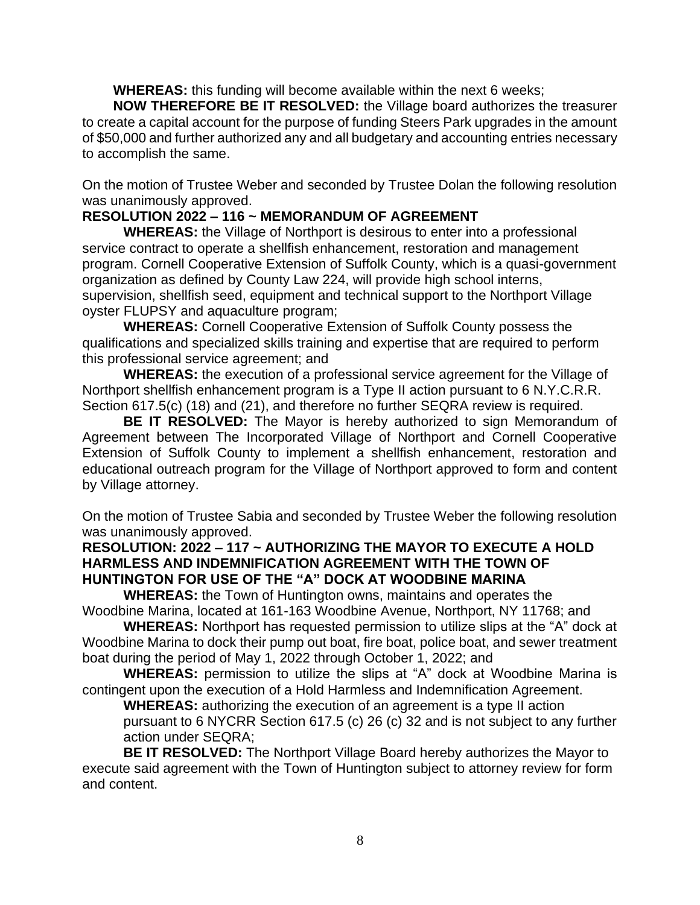**WHEREAS:** this funding will become available within the next 6 weeks;

**NOW THEREFORE BE IT RESOLVED:** the Village board authorizes the treasurer to create a capital account for the purpose of funding Steers Park upgrades in the amount of $50,000 and further authorized any and all budgetary and accounting entries necessary to accomplish the same.

On the motion of Trustee Weber and seconded by Trustee Dolan the following resolution was unanimously approved.

**RESOLUTION 2022 – 116 ~ MEMORANDUM OF AGREEMENT**

**WHEREAS:** the Village of Northport is desirous to enter into a professional service contract to operate a shellfish enhancement, restoration and management program. Cornell Cooperative Extension of Suffolk County, which is a quasi-government organization as defined by County Law 224, will provide high school interns, supervision, shellfish seed, equipment and technical support to the Northport Village oyster FLUPSY and aquaculture program;

**WHEREAS:** Cornell Cooperative Extension of Suffolk County possess the qualifications and specialized skills training and expertise that are required to perform this professional service agreement; and

**WHEREAS:** the execution of a professional service agreement for the Village of Northport shellfish enhancement program is a Type II action pursuant to 6 N.Y.C.R.R. Section 617.5(c) (18) and (21), and therefore no further SEQRA review is required.

**BE IT RESOLVED:** The Mayor is hereby authorized to sign Memorandum of Agreement between The Incorporated Village of Northport and Cornell Cooperative Extension of Suffolk County to implement a shellfish enhancement, restoration and educational outreach program for the Village of Northport approved to form and content by Village attorney.

On the motion of Trustee Sabia and seconded by Trustee Weber the following resolution was unanimously approved.

**RESOLUTION: 2022 – 117 ~ AUTHORIZING THE MAYOR TO EXECUTE A HOLD HARMLESS AND INDEMNIFICATION AGREEMENT WITH THE TOWN OF HUNTINGTON FOR USE OF THE "A" DOCK AT WOODBINE MARINA**

**WHEREAS:** the Town of Huntington owns, maintains and operates the Woodbine Marina, located at 161-163 Woodbine Avenue, Northport, NY 11768; and

**WHEREAS:** Northport has requested permission to utilize slips at the "A" dock at Woodbine Marina to dock their pump out boat, fire boat, police boat, and sewer treatment boat during the period of May 1, 2022 through October 1, 2022; and

**WHEREAS:** permission to utilize the slips at "A" dock at Woodbine Marina is contingent upon the execution of a Hold Harmless and Indemnification Agreement.

**WHEREAS:** authorizing the execution of an agreement is a type II action pursuant to 6 NYCRR Section 617.5 (c) 26 (c) 32 and is not subject to any further action under SEQRA;

**BE IT RESOLVED:** The Northport Village Board hereby authorizes the Mayor to execute said agreement with the Town of Huntington subject to attorney review for form and content.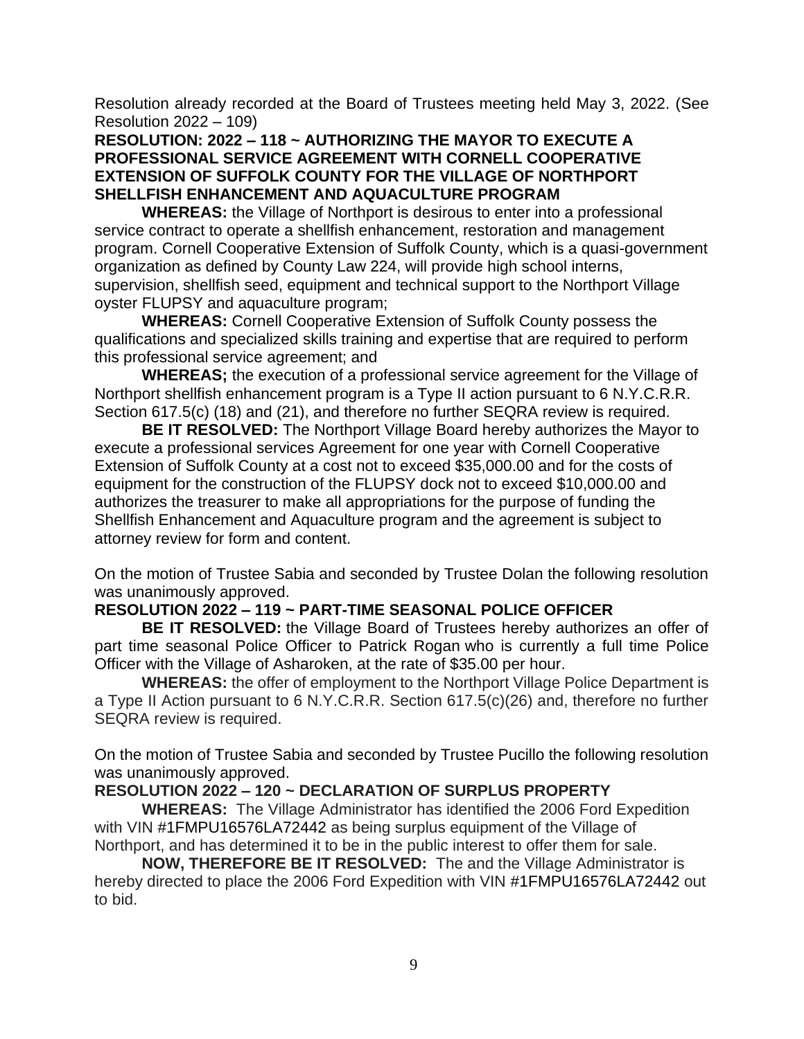Resolution already recorded at the Board of Trustees meeting held May 3, 2022. (See Resolution 2022 – 109)

**RESOLUTION: 2022 – 118 ~ AUTHORIZING THE MAYOR TO EXECUTE A PROFESSIONAL SERVICE AGREEMENT WITH CORNELL COOPERATIVE EXTENSION OF SUFFOLK COUNTY FOR THE VILLAGE OF NORTHPORT SHELLFISH ENHANCEMENT AND AQUACULTURE PROGRAM**

**WHEREAS:** the Village of Northport is desirous to enter into a professional service contract to operate a shellfish enhancement, restoration and management program. Cornell Cooperative Extension of Suffolk County, which is a quasi-government organization as defined by County Law 224, will provide high school interns, supervision, shellfish seed, equipment and technical support to the Northport Village oyster FLUPSY and aquaculture program;

**WHEREAS:** Cornell Cooperative Extension of Suffolk County possess the qualifications and specialized skills training and expertise that are required to perform this professional service agreement; and

**WHEREAS;** the execution of a professional service agreement for the Village of Northport shellfish enhancement program is a Type II action pursuant to 6 N.Y.C.R.R. Section 617.5(c) (18) and (21), and therefore no further SEQRA review is required.

**BE IT RESOLVED:** The Northport Village Board hereby authorizes the Mayor to execute a professional services Agreement for one year with Cornell Cooperative Extension of Suffolk County at a cost not to exceed $35,000.00 and for the costs of equipment for the construction of the FLUPSY dock not to exceed $10,000.00 and authorizes the treasurer to make all appropriations for the purpose of funding the Shellfish Enhancement and Aquaculture program and the agreement is subject to attorney review for form and content.

On the motion of Trustee Sabia and seconded by Trustee Dolan the following resolution was unanimously approved.

**RESOLUTION 2022 – 119 ~ PART-TIME SEASONAL POLICE OFFICER**

**BE IT RESOLVED:** the Village Board of Trustees hereby authorizes an offer of part time seasonal Police Officer to Patrick Rogan who is currently a full time Police Officer with the Village of Asharoken, at the rate of $35.00 per hour.

**WHEREAS:** the offer of employment to the Northport Village Police Department is a Type II Action pursuant to 6 N.Y.C.R.R. Section 617.5(c)(26) and, therefore no further SEQRA review is required.

On the motion of Trustee Sabia and seconded by Trustee Pucillo the following resolution was unanimously approved.

**RESOLUTION 2022 – 120 ~ DECLARATION OF SURPLUS PROPERTY**

**WHEREAS:** The Village Administrator has identified the 2006 Ford Expedition with VIN #1FMPU16576LA72442 as being surplus equipment of the Village of Northport, and has determined it to be in the public interest to offer them for sale.

**NOW, THEREFORE BE IT RESOLVED:** The and the Village Administrator is hereby directed to place the 2006 Ford Expedition with VIN #1FMPU16576LA72442 out to bid.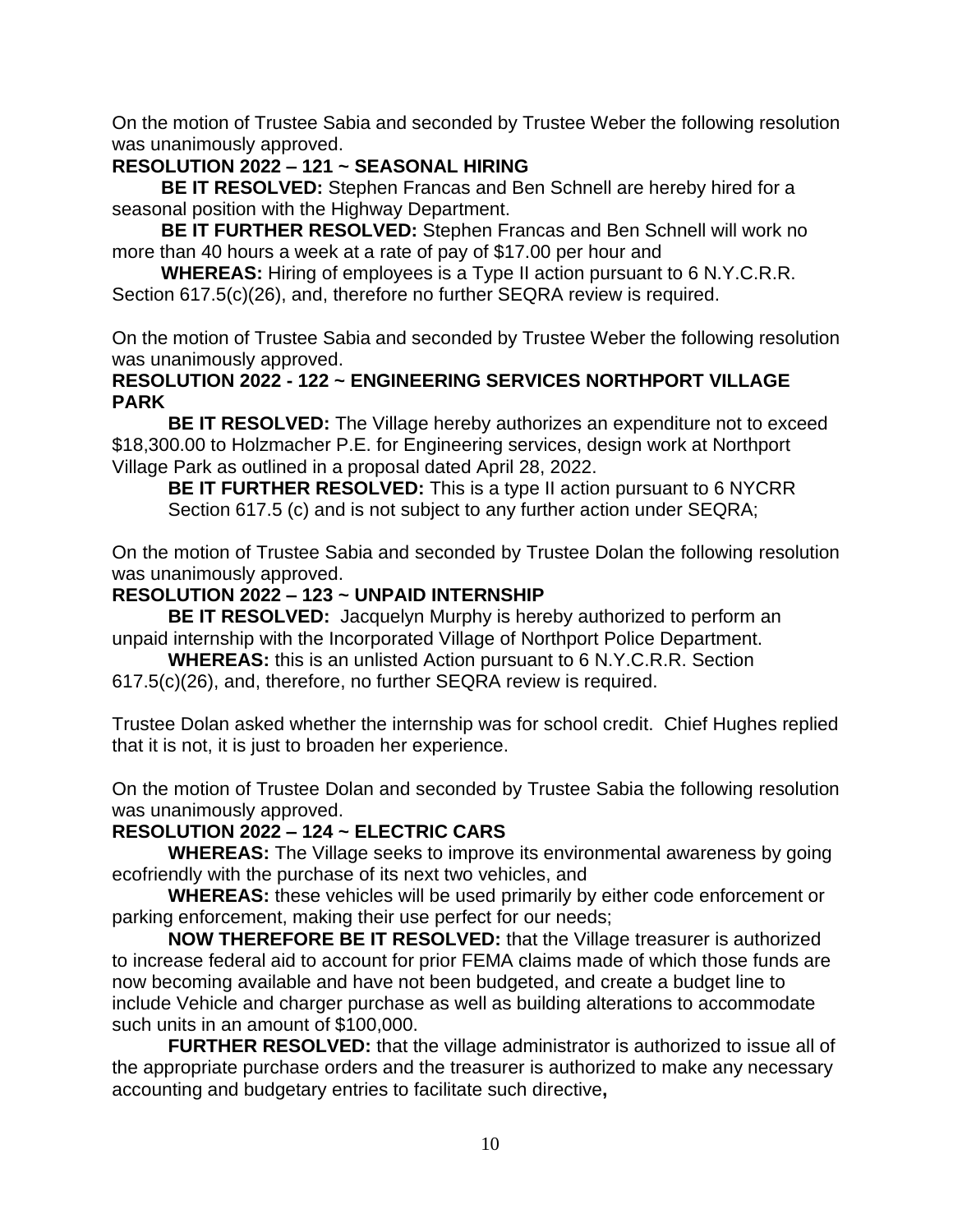On the motion of Trustee Sabia and seconded by Trustee Weber the following resolution was unanimously approved.

**RESOLUTION 2022 – 121 ~ SEASONAL HIRING**

**BE IT RESOLVED:** Stephen Francas and Ben Schnell are hereby hired for a seasonal position with the Highway Department.

**BE IT FURTHER RESOLVED:** Stephen Francas and Ben Schnell will work no more than 40 hours a week at a rate of pay of $17.00 per hour and

**WHEREAS:** Hiring of employees is a Type II action pursuant to 6 N.Y.C.R.R. Section 617.5(c)(26), and, therefore no further SEQRA review is required.

On the motion of Trustee Sabia and seconded by Trustee Weber the following resolution was unanimously approved.

**RESOLUTION 2022 - 122 ~ ENGINEERING SERVICES NORTHPORT VILLAGE PARK**

**BE IT RESOLVED:** The Village hereby authorizes an expenditure not to exceed $18,300.00 to Holzmacher P.E. for Engineering services, design work at Northport Village Park as outlined in a proposal dated April 28, 2022.

**BE IT FURTHER RESOLVED:** This is a type II action pursuant to 6 NYCRR Section 617.5 (c) and is not subject to any further action under SEQRA;

On the motion of Trustee Sabia and seconded by Trustee Dolan the following resolution was unanimously approved.

**RESOLUTION 2022 – 123 ~ UNPAID INTERNSHIP**

**BE IT RESOLVED:** Jacquelyn Murphy is hereby authorized to perform an unpaid internship with the Incorporated Village of Northport Police Department.

**WHEREAS:** this is an unlisted Action pursuant to 6 N.Y.C.R.R. Section 617.5(c)(26), and, therefore, no further SEQRA review is required.

Trustee Dolan asked whether the internship was for school credit. Chief Hughes replied that it is not, it is just to broaden her experience.

On the motion of Trustee Dolan and seconded by Trustee Sabia the following resolution was unanimously approved.

**RESOLUTION 2022 – 124 ~ ELECTRIC CARS**

**WHEREAS:** The Village seeks to improve its environmental awareness by going ecofriendly with the purchase of its next two vehicles, and

**WHEREAS:** these vehicles will be used primarily by either code enforcement or parking enforcement, making their use perfect for our needs;

**NOW THEREFORE BE IT RESOLVED:** that the Village treasurer is authorized to increase federal aid to account for prior FEMA claims made of which those funds are now becoming available and have not been budgeted, and create a budget line to include Vehicle and charger purchase as well as building alterations to accommodate such units in an amount of $100,000.

**FURTHER RESOLVED:** that the village administrator is authorized to issue all of the appropriate purchase orders and the treasurer is authorized to make any necessary accounting and budgetary entries to facilitate such directive**,**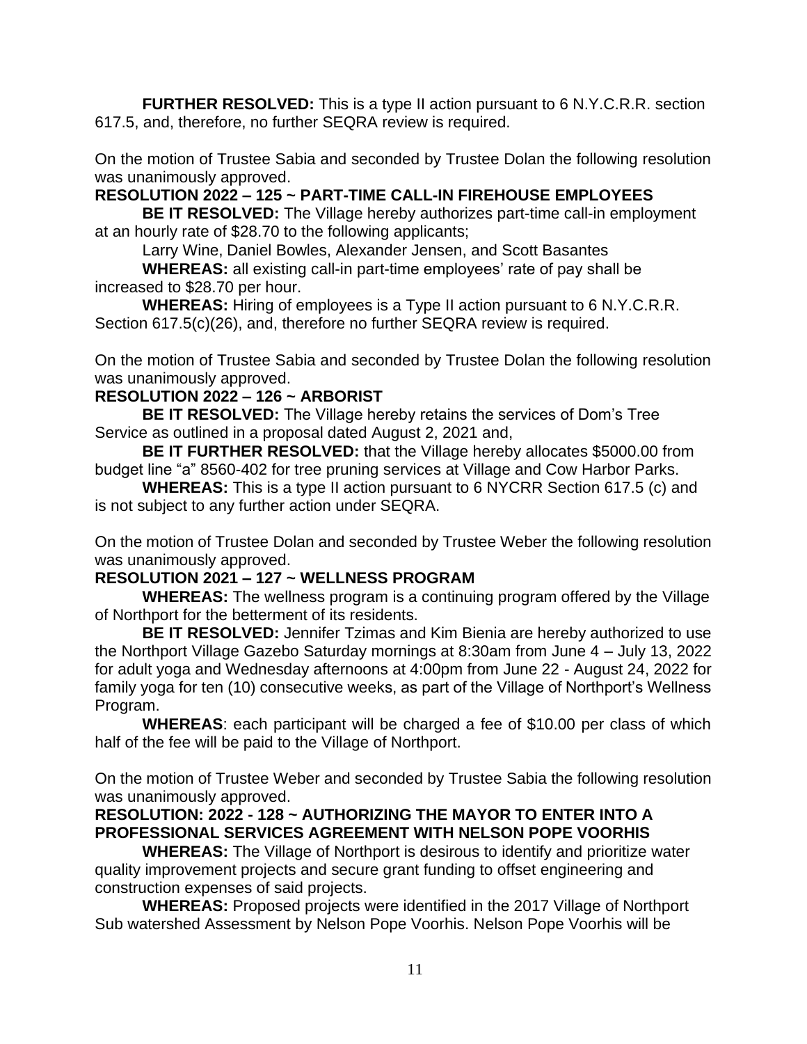**FURTHER RESOLVED:** This is a type II action pursuant to 6 N.Y.C.R.R. section 617.5, and, therefore, no further SEQRA review is required.

On the motion of Trustee Sabia and seconded by Trustee Dolan the following resolution was unanimously approved.

**RESOLUTION 2022 – 125 ~ PART-TIME CALL-IN FIREHOUSE EMPLOYEES**

**BE IT RESOLVED:** The Village hereby authorizes part-time call-in employment at an hourly rate of $28.70 to the following applicants;

Larry Wine, Daniel Bowles, Alexander Jensen, and Scott Basantes

**WHEREAS:** all existing call-in part-time employees' rate of pay shall be increased to $28.70 per hour.

**WHEREAS:** Hiring of employees is a Type II action pursuant to 6 N.Y.C.R.R. Section 617.5(c)(26), and, therefore no further SEQRA review is required.

On the motion of Trustee Sabia and seconded by Trustee Dolan the following resolution was unanimously approved.

**RESOLUTION 2022 – 126 ~ ARBORIST**

**BE IT RESOLVED:** The Village hereby retains the services of Dom's Tree Service as outlined in a proposal dated August 2, 2021 and,

**BE IT FURTHER RESOLVED:** that the Village hereby allocates $5000.00 from budget line "a" 8560-402 for tree pruning services at Village and Cow Harbor Parks.

**WHEREAS:** This is a type II action pursuant to 6 NYCRR Section 617.5 (c) and is not subject to any further action under SEQRA.

On the motion of Trustee Dolan and seconded by Trustee Weber the following resolution was unanimously approved.

**RESOLUTION 2021 – 127 ~ WELLNESS PROGRAM**

**WHEREAS:** The wellness program is a continuing program offered by the Village of Northport for the betterment of its residents.

**BE IT RESOLVED:** Jennifer Tzimas and Kim Bienia are hereby authorized to use the Northport Village Gazebo Saturday mornings at 8:30am from June 4 – July 13, 2022 for adult yoga and Wednesday afternoons at 4:00pm from June 22 - August 24, 2022 for family yoga for ten (10) consecutive weeks, as part of the Village of Northport's Wellness Program.

**WHEREAS**: each participant will be charged a fee of $10.00 per class of which half of the fee will be paid to the Village of Northport.

On the motion of Trustee Weber and seconded by Trustee Sabia the following resolution was unanimously approved.

**RESOLUTION: 2022 - 128 ~ AUTHORIZING THE MAYOR TO ENTER INTO A PROFESSIONAL SERVICES AGREEMENT WITH NELSON POPE VOORHIS**

**WHEREAS:** The Village of Northport is desirous to identify and prioritize water quality improvement projects and secure grant funding to offset engineering and construction expenses of said projects.

**WHEREAS:** Proposed projects were identified in the 2017 Village of Northport Sub watershed Assessment by Nelson Pope Voorhis. Nelson Pope Voorhis will be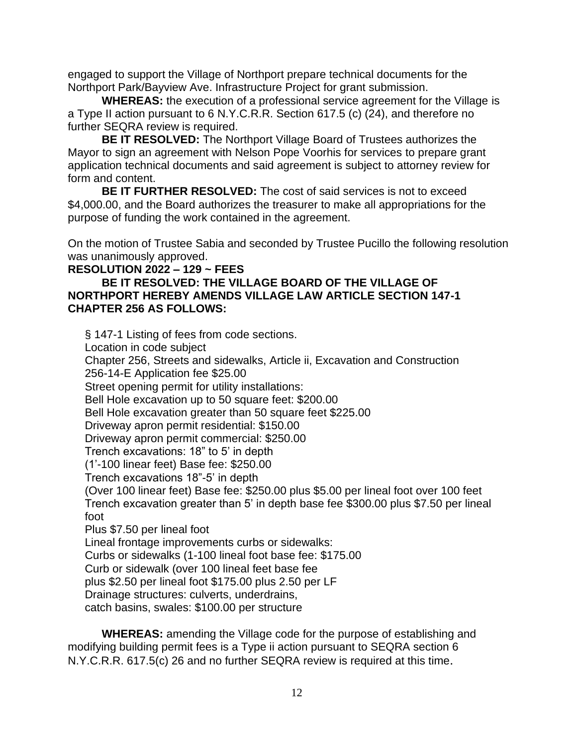engaged to support the Village of Northport prepare technical documents for the Northport Park/Bayview Ave. Infrastructure Project for grant submission.

**WHEREAS:** the execution of a professional service agreement for the Village is a Type II action pursuant to 6 N.Y.C.R.R. Section 617.5 (c) (24), and therefore no further SEQRA review is required.

**BE IT RESOLVED:** The Northport Village Board of Trustees authorizes the Mayor to sign an agreement with Nelson Pope Voorhis for services to prepare grant application technical documents and said agreement is subject to attorney review for form and content.

**BE IT FURTHER RESOLVED:** The cost of said services is not to exceed $4,000.00, and the Board authorizes the treasurer to make all appropriations for the purpose of funding the work contained in the agreement.

On the motion of Trustee Sabia and seconded by Trustee Pucillo the following resolution was unanimously approved.

**RESOLUTION 2022 – 129 ~ FEES**

**BE IT RESOLVED: THE VILLAGE BOARD OF THE VILLAGE OF NORTHPORT HEREBY AMENDS VILLAGE LAW ARTICLE SECTION 147-1 CHAPTER 256 AS FOLLOWS:**

§ 147-1 Listing of fees from code sections.
Location in code subject
Chapter 256, Streets and sidewalks, Article ii, Excavation and Construction
256-14-E Application fee $25.00
Street opening permit for utility installations:
Bell Hole excavation up to 50 square feet: $200.00
Bell Hole excavation greater than 50 square feet $225.00
Driveway apron permit residential: $150.00
Driveway apron permit commercial: $250.00
Trench excavations: 18" to 5' in depth
(1'-100 linear feet) Base fee: $250.00
Trench excavations 18"-5' in depth
(Over 100 linear feet) Base fee: $250.00 plus $5.00 per lineal foot over 100 feet
Trench excavation greater than 5' in depth base fee $300.00 plus $7.50 per lineal foot
Plus $7.50 per lineal foot
Lineal frontage improvements curbs or sidewalks:
Curbs or sidewalks (1-100 lineal foot base fee: $175.00
Curb or sidewalk (over 100 lineal feet base fee
plus $2.50 per lineal foot $175.00 plus 2.50 per LF
Drainage structures: culverts, underdrains,
catch basins, swales: $100.00 per structure

**WHEREAS:** amending the Village code for the purpose of establishing and modifying building permit fees is a Type ii action pursuant to SEQRA section 6 N.Y.C.R.R. 617.5(c) 26 and no further SEQRA review is required at this time.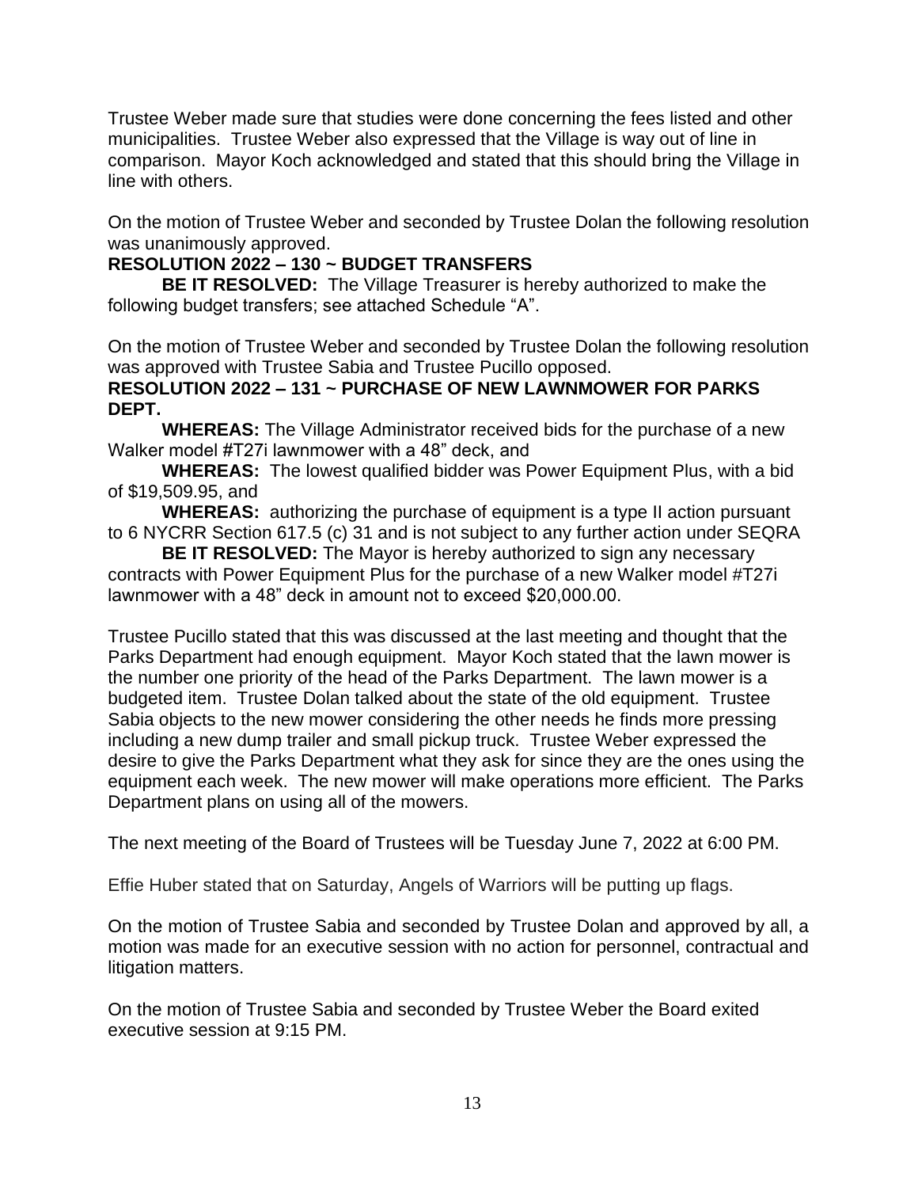Trustee Weber made sure that studies were done concerning the fees listed and other municipalities. Trustee Weber also expressed that the Village is way out of line in comparison. Mayor Koch acknowledged and stated that this should bring the Village in line with others.

On the motion of Trustee Weber and seconded by Trustee Dolan the following resolution was unanimously approved.

**RESOLUTION 2022 – 130 ~ BUDGET TRANSFERS**

**BE IT RESOLVED:** The Village Treasurer is hereby authorized to make the following budget transfers; see attached Schedule "A".

On the motion of Trustee Weber and seconded by Trustee Dolan the following resolution was approved with Trustee Sabia and Trustee Pucillo opposed.

**RESOLUTION 2022 – 131 ~ PURCHASE OF NEW LAWNMOWER FOR PARKS DEPT.**

**WHEREAS:** The Village Administrator received bids for the purchase of a new Walker model #T27i lawnmower with a 48" deck, and

**WHEREAS:** The lowest qualified bidder was Power Equipment Plus, with a bid of $19,509.95, and

**WHEREAS:** authorizing the purchase of equipment is a type II action pursuant to 6 NYCRR Section 617.5 (c) 31 and is not subject to any further action under SEQRA

**BE IT RESOLVED:** The Mayor is hereby authorized to sign any necessary contracts with Power Equipment Plus for the purchase of a new Walker model #T27i lawnmower with a 48" deck in amount not to exceed $20,000.00.

Trustee Pucillo stated that this was discussed at the last meeting and thought that the Parks Department had enough equipment. Mayor Koch stated that the lawn mower is the number one priority of the head of the Parks Department. The lawn mower is a budgeted item. Trustee Dolan talked about the state of the old equipment. Trustee Sabia objects to the new mower considering the other needs he finds more pressing including a new dump trailer and small pickup truck. Trustee Weber expressed the desire to give the Parks Department what they ask for since they are the ones using the equipment each week. The new mower will make operations more efficient. The Parks Department plans on using all of the mowers.

The next meeting of the Board of Trustees will be Tuesday June 7, 2022 at 6:00 PM.

Effie Huber stated that on Saturday, Angels of Warriors will be putting up flags.

On the motion of Trustee Sabia and seconded by Trustee Dolan and approved by all, a motion was made for an executive session with no action for personnel, contractual and litigation matters.

On the motion of Trustee Sabia and seconded by Trustee Weber the Board exited executive session at 9:15 PM.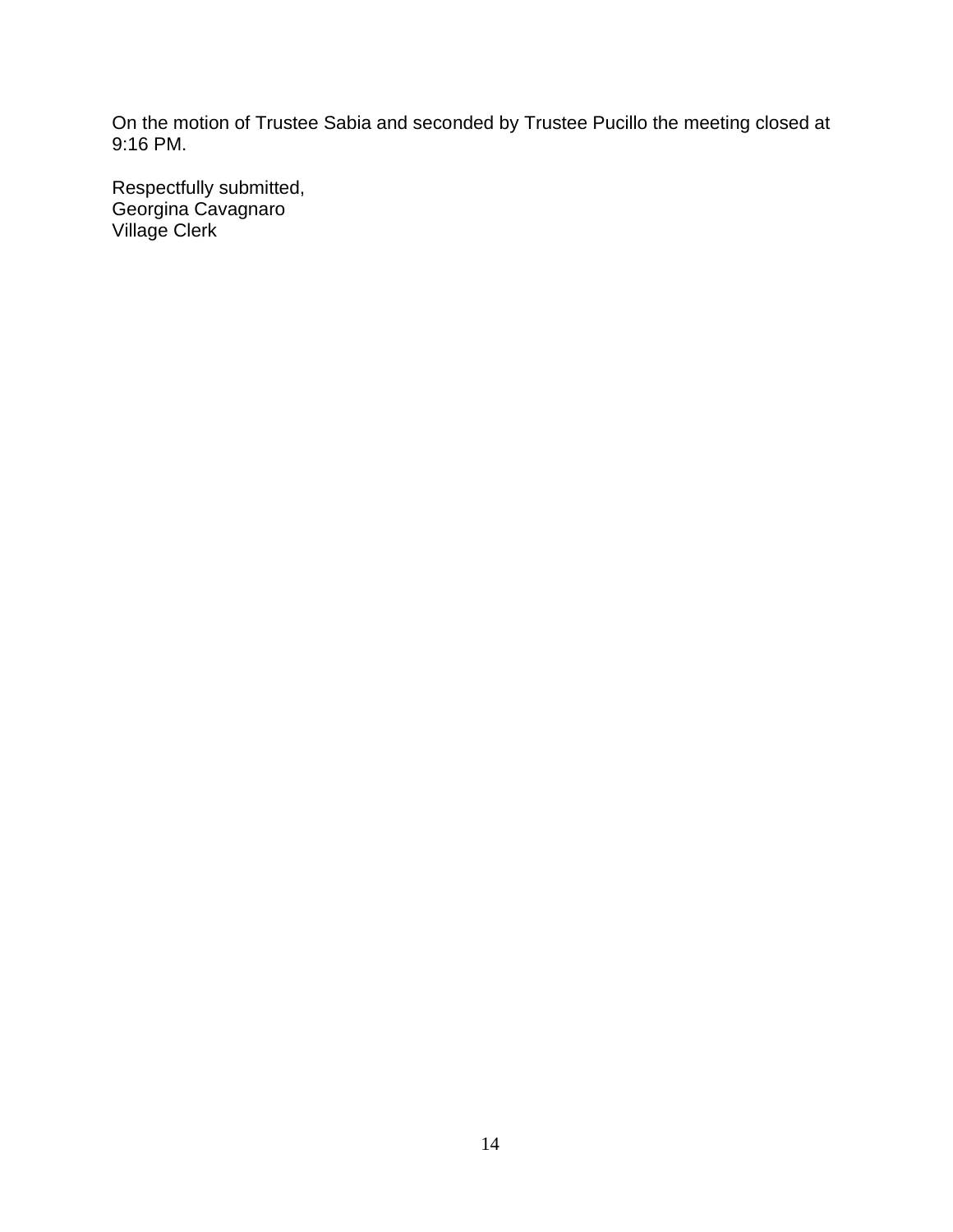On the motion of Trustee Sabia and seconded by Trustee Pucillo the meeting closed at 9:16 PM.

Respectfully submitted,
Georgina Cavagnaro
Village Clerk